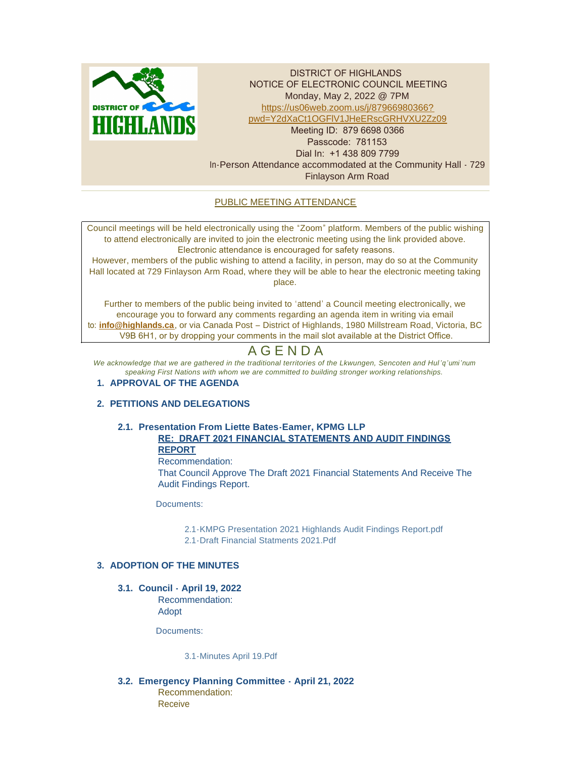DISTRICT OF HIGHLANDS
NOTICE OF ELECTRONIC COUNCIL MEETING
Monday, May 2, 2022 @ 7PM
https://us06web.zoom.us/j/87966980366?pwd=Y2dXaCt1OGFlV1JHeERscGRHVXU2Zz09
Meeting ID: 879 6698 0366
Passcode: 781153
Dial In: +1 438 809 7799
In-Person Attendance accommodated at the Community Hall - 729 Finlayson Arm Road

PUBLIC MEETING ATTENDANCE

Council meetings will be held electronically using the "Zoom" platform. Members of the public wishing to attend electronically are invited to join the electronic meeting using the link provided above. Electronic attendance is encouraged for safety reasons.
However, members of the public wishing to attend a facility, in person, may do so at the Community Hall located at 729 Finlayson Arm Road, where they will be able to hear the electronic meeting taking place.

Further to members of the public being invited to 'attend' a Council meeting electronically, we encourage you to forward any comments regarding an agenda item in writing via email to: **info@highlands.ca**, or via Canada Post – District of Highlands, 1980 Millstream Road, Victoria, BC V9B 6H1, or by dropping your comments in the mail slot available at the District Office.

# AGENDA

*We acknowledge that we are gathered in the traditional territories of the Lkwungen, Sencoten and Hul'q'umi'num speaking First Nations with whom we are committed to building stronger working relationships.*

## 1. APPROVAL OF THE AGENDA

## 2. PETITIONS AND DELEGATIONS

### 2.1. Presentation From Liette Bates-Eamer, KPMG LLP

**RE: DRAFT 2021 FINANCIAL STATEMENTS AND AUDIT FINDINGS REPORT**

Recommendation:
That Council Approve The Draft 2021 Financial Statements And Receive The Audit Findings Report.

Documents:

2.1-KMPG Presentation 2021 Highlands Audit Findings Report.pdf
2.1-Draft Financial Statments 2021.Pdf

## 3. ADOPTION OF THE MINUTES

### 3.1. Council - April 19, 2022

Recommendation:
Adopt

Documents:

3.1-Minutes April 19.Pdf

### 3.2. Emergency Planning Committee - April 21, 2022

Recommendation:
Receive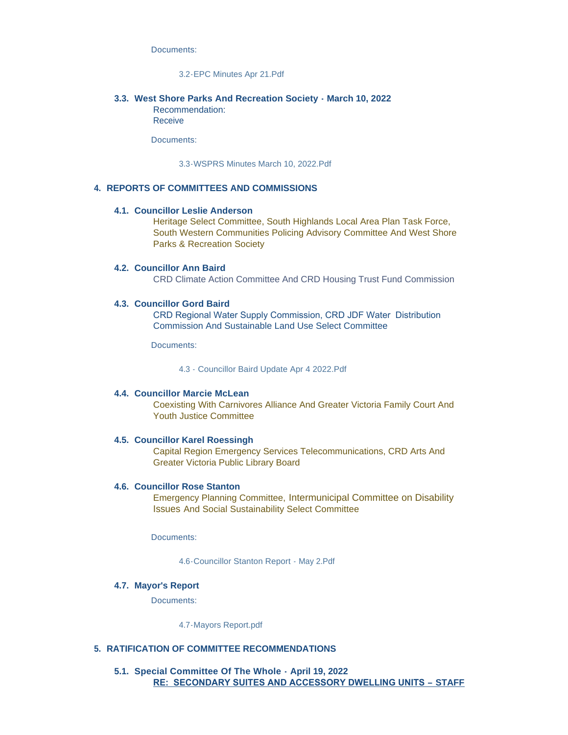Documents:

3.2-EPC Minutes Apr 21.Pdf

### 3.3. West Shore Parks And Recreation Society - March 10, 2022

Recommendation:
Receive

Documents:

3.3-WSPRS Minutes March 10, 2022.Pdf

## 4. REPORTS OF COMMITTEES AND COMMISSIONS

### 4.1. Councillor Leslie Anderson

Heritage Select Committee, South Highlands Local Area Plan Task Force, South Western Communities Policing Advisory Committee And West Shore Parks & Recreation Society

### 4.2. Councillor Ann Baird

CRD Climate Action Committee And CRD Housing Trust Fund Commission

### 4.3. Councillor Gord Baird

CRD Regional Water Supply Commission, CRD JDF Water Distribution Commission And Sustainable Land Use Select Committee

Documents:

4.3 - Councillor Baird Update Apr 4 2022.Pdf

### 4.4. Councillor Marcie McLean

Coexisting With Carnivores Alliance And Greater Victoria Family Court And Youth Justice Committee

### 4.5. Councillor Karel Roessingh

Capital Region Emergency Services Telecommunications, CRD Arts And Greater Victoria Public Library Board

### 4.6. Councillor Rose Stanton

Emergency Planning Committee, Intermunicipal Committee on Disability Issues And Social Sustainability Select Committee

Documents:

4.6-Councillor Stanton Report - May 2.Pdf

### 4.7. Mayor's Report

Documents:

4.7-Mayors Report.pdf

## 5. RATIFICATION OF COMMITTEE RECOMMENDATIONS

### 5.1. Special Committee Of The Whole - April 19, 2022

**RE: SECONDARY SUITES AND ACCESSORY DWELLING UNITS – STAFF**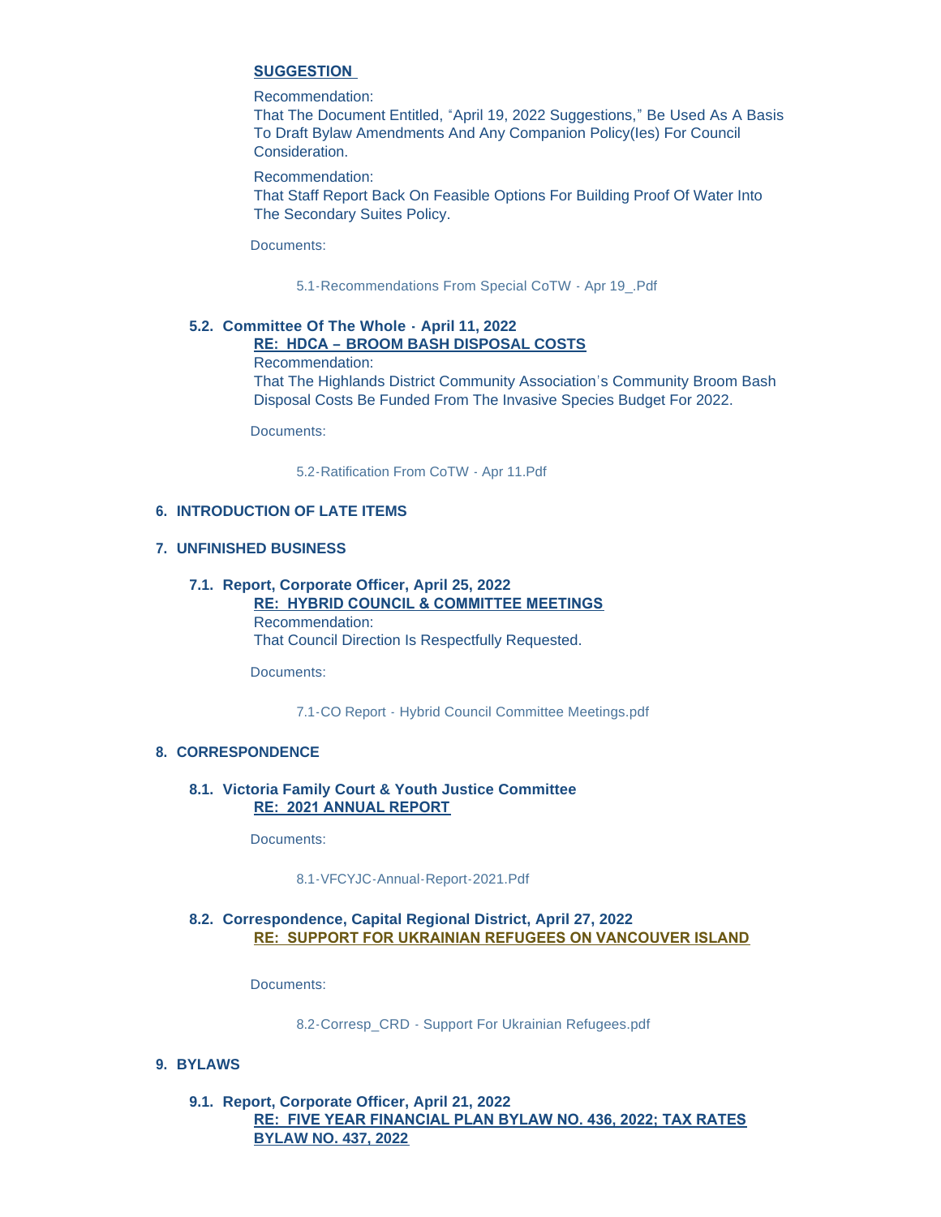**SUGGESTION**

Recommendation:
That The Document Entitled, "April 19, 2022 Suggestions," Be Used As A Basis To Draft Bylaw Amendments And Any Companion Policy(Ies) For Council Consideration.

Recommendation:
That Staff Report Back On Feasible Options For Building Proof Of Water Into The Secondary Suites Policy.

Documents:

5.1-Recommendations From Special CoTW - Apr 19_.Pdf

### 5.2. Committee Of The Whole - April 11, 2022

**RE: HDCA – BROOM BASH DISPOSAL COSTS**

Recommendation:
That The Highlands District Community Association's Community Broom Bash Disposal Costs Be Funded From The Invasive Species Budget For 2022.

Documents:

5.2-Ratification From CoTW - Apr 11.Pdf

## 6. INTRODUCTION OF LATE ITEMS

## 7. UNFINISHED BUSINESS

### 7.1. Report, Corporate Officer, April 25, 2022

**RE: HYBRID COUNCIL & COMMITTEE MEETINGS**

Recommendation:
That Council Direction Is Respectfully Requested.

Documents:

7.1-CO Report - Hybrid Council Committee Meetings.pdf

## 8. CORRESPONDENCE

### 8.1. Victoria Family Court & Youth Justice Committee

**RE: 2021 ANNUAL REPORT**

Documents:

8.1-VFCYJC-Annual-Report-2021.Pdf

### 8.2. Correspondence, Capital Regional District, April 27, 2022

**RE: SUPPORT FOR UKRAINIAN REFUGEES ON VANCOUVER ISLAND**

Documents:

8.2-Corresp_CRD - Support For Ukrainian Refugees.pdf

## 9. BYLAWS

### 9.1. Report, Corporate Officer, April 21, 2022

**RE: FIVE YEAR FINANCIAL PLAN BYLAW NO. 436, 2022; TAX RATES BYLAW NO. 437, 2022**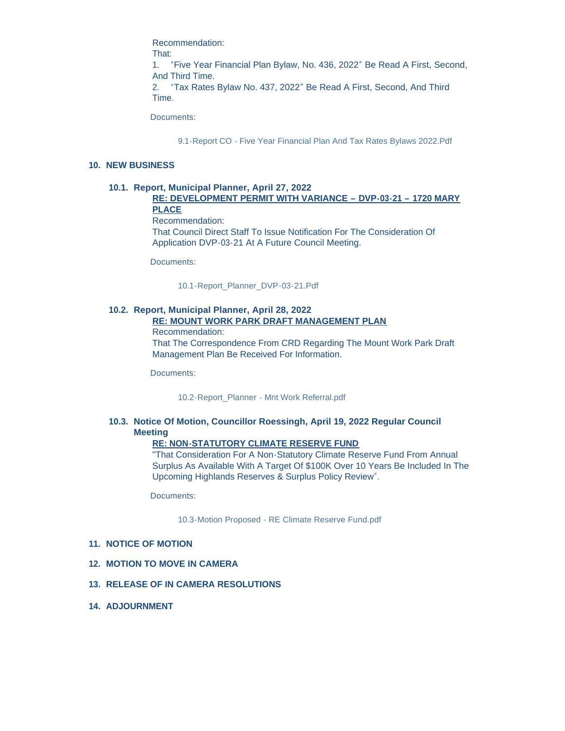Recommendation:
That:
1. "Five Year Financial Plan Bylaw, No. 436, 2022" Be Read A First, Second, And Third Time.
2. "Tax Rates Bylaw No. 437, 2022" Be Read A First, Second, And Third Time.

Documents:

9.1-Report CO - Five Year Financial Plan And Tax Rates Bylaws 2022.Pdf

## 10. NEW BUSINESS

### 10.1. Report, Municipal Planner, April 27, 2022

**RE: DEVELOPMENT PERMIT WITH VARIANCE – DVP-03-21 – 1720 MARY PLACE**

Recommendation:
That Council Direct Staff To Issue Notification For The Consideration Of Application DVP-03-21 At A Future Council Meeting.

Documents:

10.1-Report_Planner_DVP-03-21.Pdf

### 10.2. Report, Municipal Planner, April 28, 2022

**RE: MOUNT WORK PARK DRAFT MANAGEMENT PLAN**

Recommendation:
That The Correspondence From CRD Regarding The Mount Work Park Draft Management Plan Be Received For Information.

Documents:

10.2-Report_Planner - Mnt Work Referral.pdf

### 10.3. Notice Of Motion, Councillor Roessingh, April 19, 2022 Regular Council Meeting

**RE: NON-STATUTORY CLIMATE RESERVE FUND**

"That Consideration For A Non-Statutory Climate Reserve Fund From Annual Surplus As Available With A Target Of $100K Over 10 Years Be Included In The Upcoming Highlands Reserves & Surplus Policy Review".

Documents:

10.3-Motion Proposed - RE Climate Reserve Fund.pdf

## 11. NOTICE OF MOTION

## 12. MOTION TO MOVE IN CAMERA

## 13. RELEASE OF IN CAMERA RESOLUTIONS

## 14. ADJOURNMENT